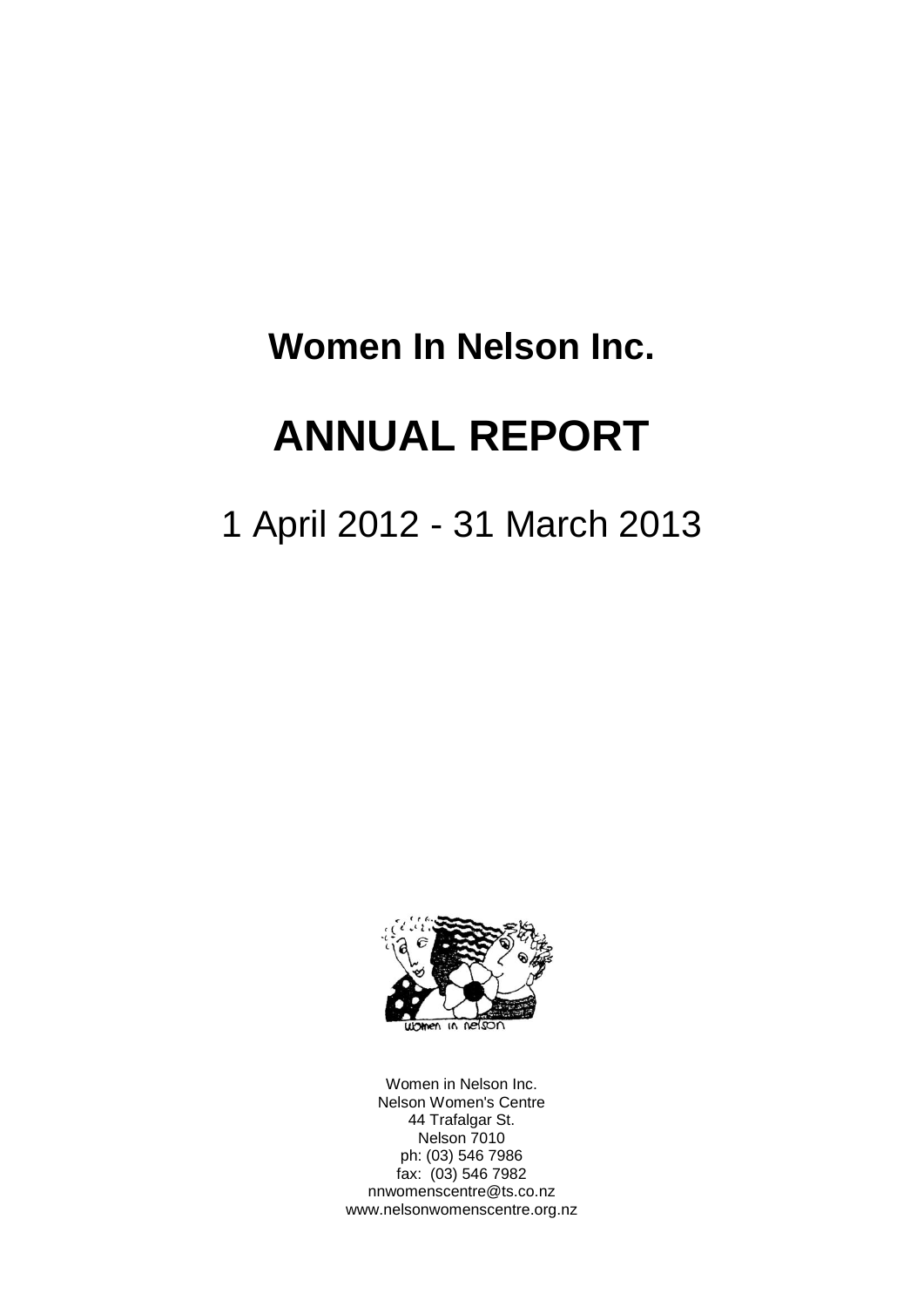# Women In Nelson Inc.

# ANNUAL REPORT

## 1 April 2012 - 31 March 2013

Women in Nelson Inc.
Nelson Women's Centre
44 Trafalgar St.
Nelson 7010
ph: (03) 546 7986
fax: (03) 546 7982
nnwomenscentre@ts.co.nz
www.nelsonwomenscentre.org.nz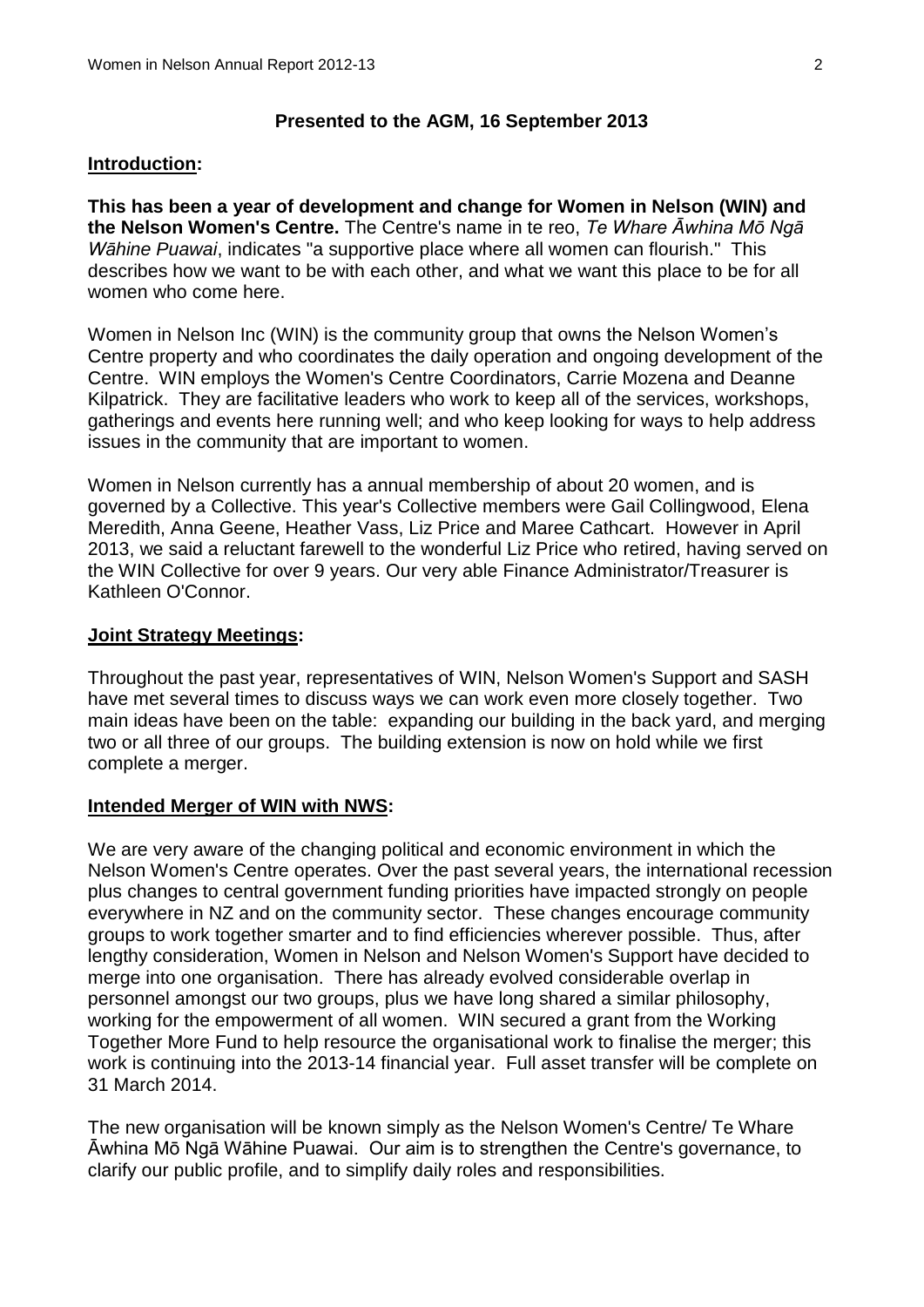**Presented to the AGM, 16 September 2013**

**Introduction:**

**This has been a year of development and change for Women in Nelson (WIN) and the Nelson Women's Centre.** The Centre's name in te reo, *Te Whare Āwhina Mō Ngā Wāhine Puawai*, indicates "a supportive place where all women can flourish." This describes how we want to be with each other, and what we want this place to be for all women who come here.

Women in Nelson Inc (WIN) is the community group that owns the Nelson Women's Centre property and who coordinates the daily operation and ongoing development of the Centre. WIN employs the Women's Centre Coordinators, Carrie Mozena and Deanne Kilpatrick. They are facilitative leaders who work to keep all of the services, workshops, gatherings and events here running well; and who keep looking for ways to help address issues in the community that are important to women.

Women in Nelson currently has a annual membership of about 20 women, and is governed by a Collective. This year's Collective members were Gail Collingwood, Elena Meredith, Anna Geene, Heather Vass, Liz Price and Maree Cathcart. However in April 2013, we said a reluctant farewell to the wonderful Liz Price who retired, having served on the WIN Collective for over 9 years. Our very able Finance Administrator/Treasurer is Kathleen O'Connor.

**Joint Strategy Meetings:**

Throughout the past year, representatives of WIN, Nelson Women's Support and SASH have met several times to discuss ways we can work even more closely together. Two main ideas have been on the table: expanding our building in the back yard, and merging two or all three of our groups. The building extension is now on hold while we first complete a merger.

**Intended Merger of WIN with NWS:**

We are very aware of the changing political and economic environment in which the Nelson Women's Centre operates. Over the past several years, the international recession plus changes to central government funding priorities have impacted strongly on people everywhere in NZ and on the community sector. These changes encourage community groups to work together smarter and to find efficiencies wherever possible. Thus, after lengthy consideration, Women in Nelson and Nelson Women's Support have decided to merge into one organisation. There has already evolved considerable overlap in personnel amongst our two groups, plus we have long shared a similar philosophy, working for the empowerment of all women. WIN secured a grant from the Working Together More Fund to help resource the organisational work to finalise the merger; this work is continuing into the 2013-14 financial year. Full asset transfer will be complete on 31 March 2014.

The new organisation will be known simply as the Nelson Women's Centre/ Te Whare Āwhina Mō Ngā Wāhine Puawai. Our aim is to strengthen the Centre's governance, to clarify our public profile, and to simplify daily roles and responsibilities.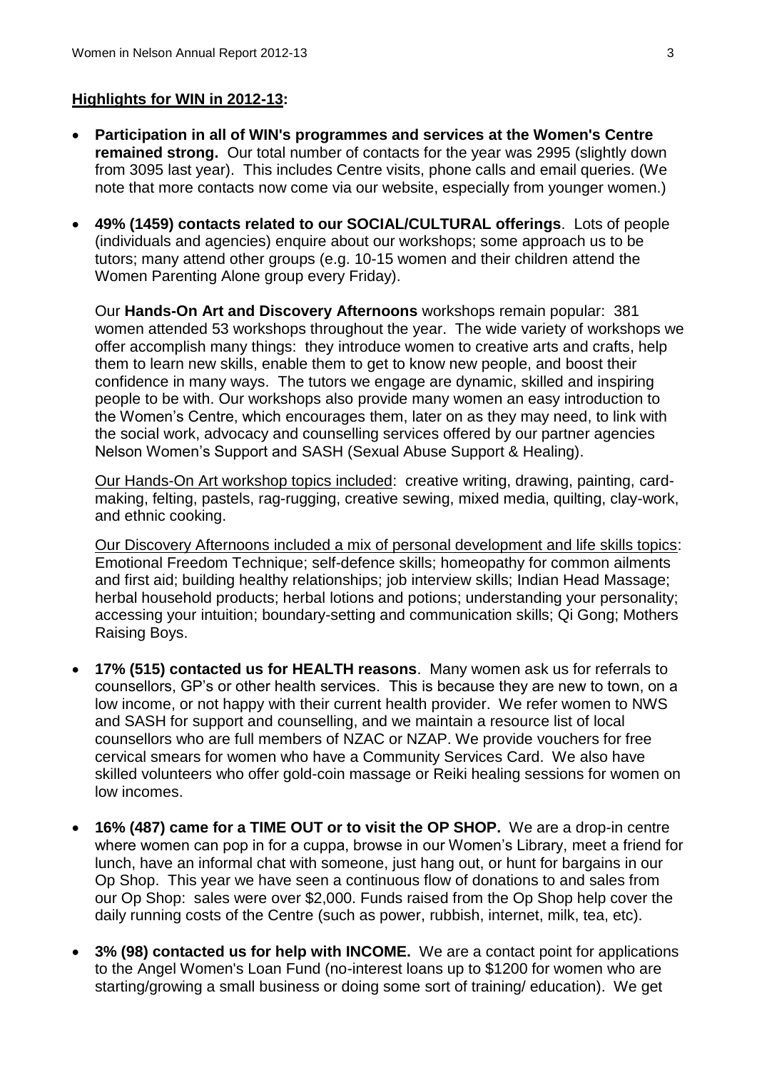**Highlights for WIN in 2012-13:**

- **Participation in all of WIN's programmes and services at the Women's Centre remained strong.** Our total number of contacts for the year was 2995 (slightly down from 3095 last year). This includes Centre visits, phone calls and email queries. (We note that more contacts now come via our website, especially from younger women.)

- **49% (1459) contacts related to our SOCIAL/CULTURAL offerings**. Lots of people (individuals and agencies) enquire about our workshops; some approach us to be tutors; many attend other groups (e.g. 10-15 women and their children attend the Women Parenting Alone group every Friday).

  Our **Hands-On Art and Discovery Afternoons** workshops remain popular: 381 women attended 53 workshops throughout the year. The wide variety of workshops we offer accomplish many things: they introduce women to creative arts and crafts, help them to learn new skills, enable them to get to know new people, and boost their confidence in many ways. The tutors we engage are dynamic, skilled and inspiring people to be with. Our workshops also provide many women an easy introduction to the Women's Centre, which encourages them, later on as they may need, to link with the social work, advocacy and counselling services offered by our partner agencies Nelson Women's Support and SASH (Sexual Abuse Support & Healing).

  Our Hands-On Art workshop topics included: creative writing, drawing, painting, card-making, felting, pastels, rag-rugging, creative sewing, mixed media, quilting, clay-work, and ethnic cooking.

  Our Discovery Afternoons included a mix of personal development and life skills topics: Emotional Freedom Technique; self-defence skills; homeopathy for common ailments and first aid; building healthy relationships; job interview skills; Indian Head Massage; herbal household products; herbal lotions and potions; understanding your personality; accessing your intuition; boundary-setting and communication skills; Qi Gong; Mothers Raising Boys.

- **17% (515) contacted us for HEALTH reasons**. Many women ask us for referrals to counsellors, GP's or other health services. This is because they are new to town, on a low income, or not happy with their current health provider. We refer women to NWS and SASH for support and counselling, and we maintain a resource list of local counsellors who are full members of NZAC or NZAP. We provide vouchers for free cervical smears for women who have a Community Services Card. We also have skilled volunteers who offer gold-coin massage or Reiki healing sessions for women on low incomes.

- **16% (487) came for a TIME OUT or to visit the OP SHOP.** We are a drop-in centre where women can pop in for a cuppa, browse in our Women's Library, meet a friend for lunch, have an informal chat with someone, just hang out, or hunt for bargains in our Op Shop. This year we have seen a continuous flow of donations to and sales from our Op Shop: sales were over $2,000. Funds raised from the Op Shop help cover the daily running costs of the Centre (such as power, rubbish, internet, milk, tea, etc).

- **3% (98) contacted us for help with INCOME.** We are a contact point for applications to the Angel Women's Loan Fund (no-interest loans up to $1200 for women who are starting/growing a small business or doing some sort of training/ education). We get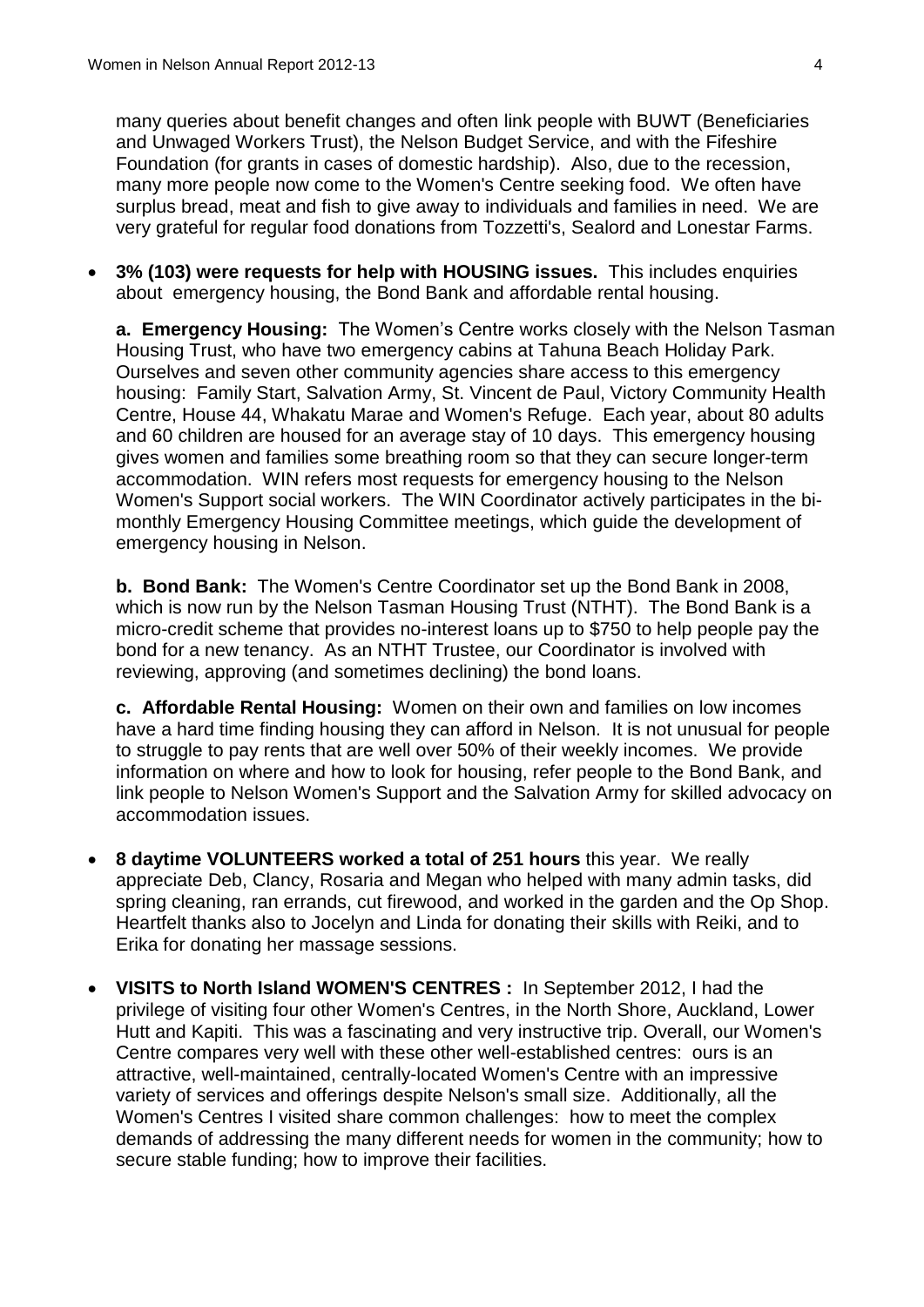many queries about benefit changes and often link people with BUWT (Beneficiaries and Unwaged Workers Trust), the Nelson Budget Service, and with the Fifeshire Foundation (for grants in cases of domestic hardship). Also, due to the recession, many more people now come to the Women's Centre seeking food. We often have surplus bread, meat and fish to give away to individuals and families in need. We are very grateful for regular food donations from Tozzetti's, Sealord and Lonestar Farms.

- **3% (103) were requests for help with HOUSING issues.** This includes enquiries about emergency housing, the Bond Bank and affordable rental housing.

  **a. Emergency Housing:** The Women's Centre works closely with the Nelson Tasman Housing Trust, who have two emergency cabins at Tahuna Beach Holiday Park. Ourselves and seven other community agencies share access to this emergency housing: Family Start, Salvation Army, St. Vincent de Paul, Victory Community Health Centre, House 44, Whakatu Marae and Women's Refuge. Each year, about 80 adults and 60 children are housed for an average stay of 10 days. This emergency housing gives women and families some breathing room so that they can secure longer-term accommodation. WIN refers most requests for emergency housing to the Nelson Women's Support social workers. The WIN Coordinator actively participates in the bi-monthly Emergency Housing Committee meetings, which guide the development of emergency housing in Nelson.

  **b. Bond Bank:** The Women's Centre Coordinator set up the Bond Bank in 2008, which is now run by the Nelson Tasman Housing Trust (NTHT). The Bond Bank is a micro-credit scheme that provides no-interest loans up to $750 to help people pay the bond for a new tenancy. As an NTHT Trustee, our Coordinator is involved with reviewing, approving (and sometimes declining) the bond loans.

  **c. Affordable Rental Housing:** Women on their own and families on low incomes have a hard time finding housing they can afford in Nelson. It is not unusual for people to struggle to pay rents that are well over 50% of their weekly incomes. We provide information on where and how to look for housing, refer people to the Bond Bank, and link people to Nelson Women's Support and the Salvation Army for skilled advocacy on accommodation issues.

- **8 daytime VOLUNTEERS worked a total of 251 hours** this year. We really appreciate Deb, Clancy, Rosaria and Megan who helped with many admin tasks, did spring cleaning, ran errands, cut firewood, and worked in the garden and the Op Shop. Heartfelt thanks also to Jocelyn and Linda for donating their skills with Reiki, and to Erika for donating her massage sessions.

- **VISITS to North Island WOMEN'S CENTRES :** In September 2012, I had the privilege of visiting four other Women's Centres, in the North Shore, Auckland, Lower Hutt and Kapiti. This was a fascinating and very instructive trip. Overall, our Women's Centre compares very well with these other well-established centres: ours is an attractive, well-maintained, centrally-located Women's Centre with an impressive variety of services and offerings despite Nelson's small size. Additionally, all the Women's Centres I visited share common challenges: how to meet the complex demands of addressing the many different needs for women in the community; how to secure stable funding; how to improve their facilities.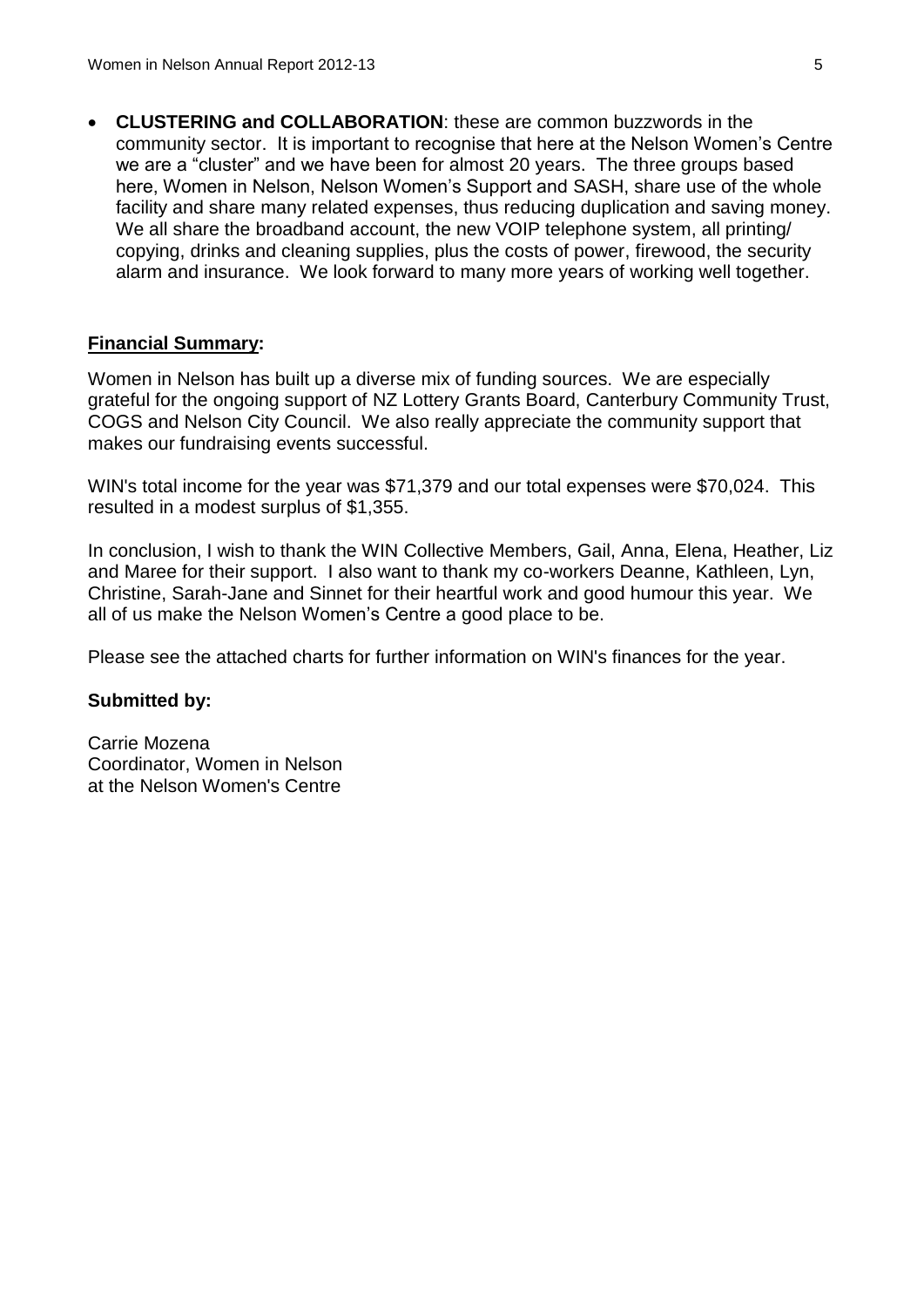- **CLUSTERING and COLLABORATION**: these are common buzzwords in the community sector. It is important to recognise that here at the Nelson Women's Centre we are a "cluster" and we have been for almost 20 years. The three groups based here, Women in Nelson, Nelson Women's Support and SASH, share use of the whole facility and share many related expenses, thus reducing duplication and saving money. We all share the broadband account, the new VOIP telephone system, all printing/ copying, drinks and cleaning supplies, plus the costs of power, firewood, the security alarm and insurance. We look forward to many more years of working well together.

## Financial Summary:

Women in Nelson has built up a diverse mix of funding sources. We are especially grateful for the ongoing support of NZ Lottery Grants Board, Canterbury Community Trust, COGS and Nelson City Council. We also really appreciate the community support that makes our fundraising events successful.

WIN's total income for the year was $71,379 and our total expenses were $70,024. This resulted in a modest surplus of $1,355.

In conclusion, I wish to thank the WIN Collective Members, Gail, Anna, Elena, Heather, Liz and Maree for their support. I also want to thank my co-workers Deanne, Kathleen, Lyn, Christine, Sarah-Jane and Sinnet for their heartful work and good humour this year. We all of us make the Nelson Women's Centre a good place to be.

Please see the attached charts for further information on WIN's finances for the year.

**Submitted by:**

Carrie Mozena
Coordinator, Women in Nelson
at the Nelson Women's Centre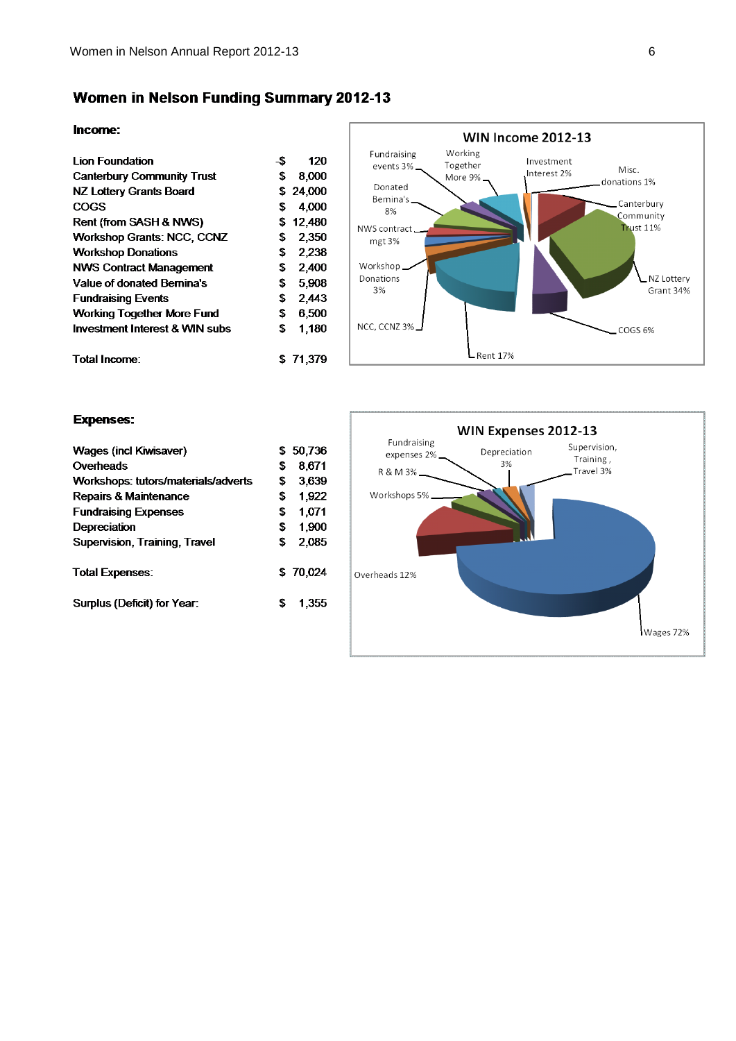## Women in Nelson Funding Summary 2012-13

### Income:

| | |
|---|---|
| Lion Foundation | -$ 120 |
| Canterbury Community Trust | $ 8,000 |
| NZ Lottery Grants Board | $ 24,000 |
| COGS | $ 4,000 |
| Rent (from SASH & NWS) | $ 12,480 |
| Workshop Grants: NCC, CCNZ | $ 2,350 |
| Workshop Donations | $ 2,238 |
| NWS Contract Management | $ 2,400 |
| Value of donated Bernina's | $ 5,908 |
| Fundraising Events | $ 2,443 |
| Working Together More Fund | $ 6,500 |
| Investment Interest & WIN subs | $ 1,180 |
| | |
| Total Income: | $ 71,379 |

WIN Income 2012-13

Fundraising events 3%
Working Together More 9%
Investment Interest 2%
Misc. donations 1%
Donated Bernina's 8%
Canterbury Community Trust 11%
NWS contract mgt 3%
Workshop Donations 3%
NZ Lottery Grant 34%
NCC, CCNZ 3%
COGS 6%
Rent 17%

### Expenses:

| | |
|---|---|
| Wages (incl Kiwisaver) | $ 50,736 |
| Overheads | $ 8,671 |
| Workshops: tutors/materials/adverts | $ 3,639 |
| Repairs & Maintenance | $ 1,922 |
| Fundraising Expenses | $ 1,071 |
| Depreciation | $ 1,900 |
| Supervision, Training, Travel | $ 2,085 |
| | |
| Total Expenses: | $ 70,024 |
| | |
| Surplus (Deficit) for Year: | $ 1,355 |

WIN Expenses 2012-13

Fundraising expenses 2%
Depreciation 3%
Supervision, Training , Travel 3%
R & M 3%
Workshops 5%
Overheads 12%
Wages 72%